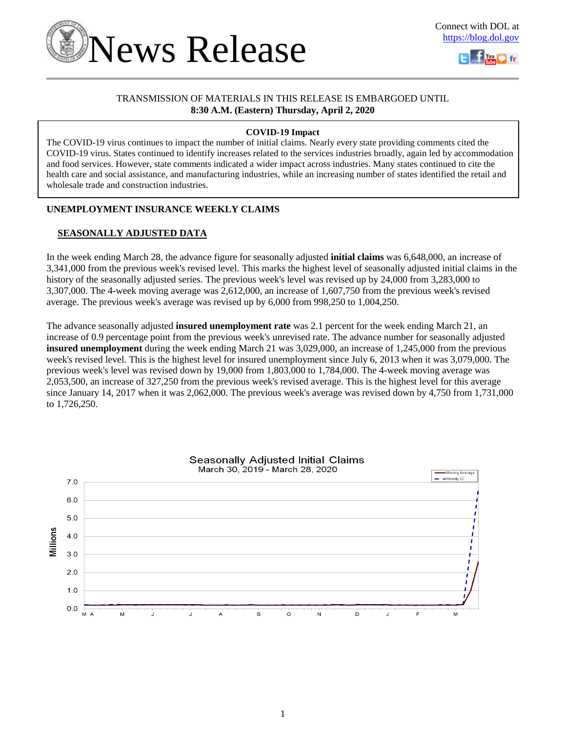# News Release

Connect with DOL at https://blog.dol.gov

TRANSMISSION OF MATERIALS IN THIS RELEASE IS EMBARGOED UNTIL
**8:30 A.M. (Eastern) Thursday, April 2, 2020**

**COVID-19 Impact**

The COVID-19 virus continues to impact the number of initial claims. Nearly every state providing comments cited the COVID-19 virus. States continued to identify increases related to the services industries broadly, again led by accommodation and food services. However, state comments indicated a wider impact across industries. Many states continued to cite the health care and social assistance, and manufacturing industries, while an increasing number of states identified the retail and wholesale trade and construction industries.

## UNEMPLOYMENT INSURANCE WEEKLY CLAIMS

### SEASONALLY ADJUSTED DATA

In the week ending March 28, the advance figure for seasonally adjusted **initial claims** was 6,648,000, an increase of 3,341,000 from the previous week's revised level. This marks the highest level of seasonally adjusted initial claims in the history of the seasonally adjusted series. The previous week's level was revised up by 24,000 from 3,283,000 to 3,307,000. The 4-week moving average was 2,612,000, an increase of 1,607,750 from the previous week's revised average. The previous week's average was revised up by 6,000 from 998,250 to 1,004,250.

The advance seasonally adjusted **insured unemployment rate** was 2.1 percent for the week ending March 21, an increase of 0.9 percentage point from the previous week's unrevised rate. The advance number for seasonally adjusted **insured unemployment** during the week ending March 21 was 3,029,000, an increase of 1,245,000 from the previous week's revised level. This is the highest level for insured unemployment since July 6, 2013 when it was 3,079,000. The previous week's level was revised down by 19,000 from 1,803,000 to 1,784,000. The 4-week moving average was 2,053,500, an increase of 327,250 from the previous week's revised average. This is the highest level for this average since January 14, 2017 when it was 2,062,000. The previous week's average was revised down by 4,750 from 1,731,000 to 1,726,250.

Seasonally Adjusted Initial Claims
March 30, 2019 - March 28, 2020

Moving Average
Weekly IC

Millions

7.0
6.0
5.0
4.0
3.0
2.0
1.0
0.0

M A M J J A S O N D J F M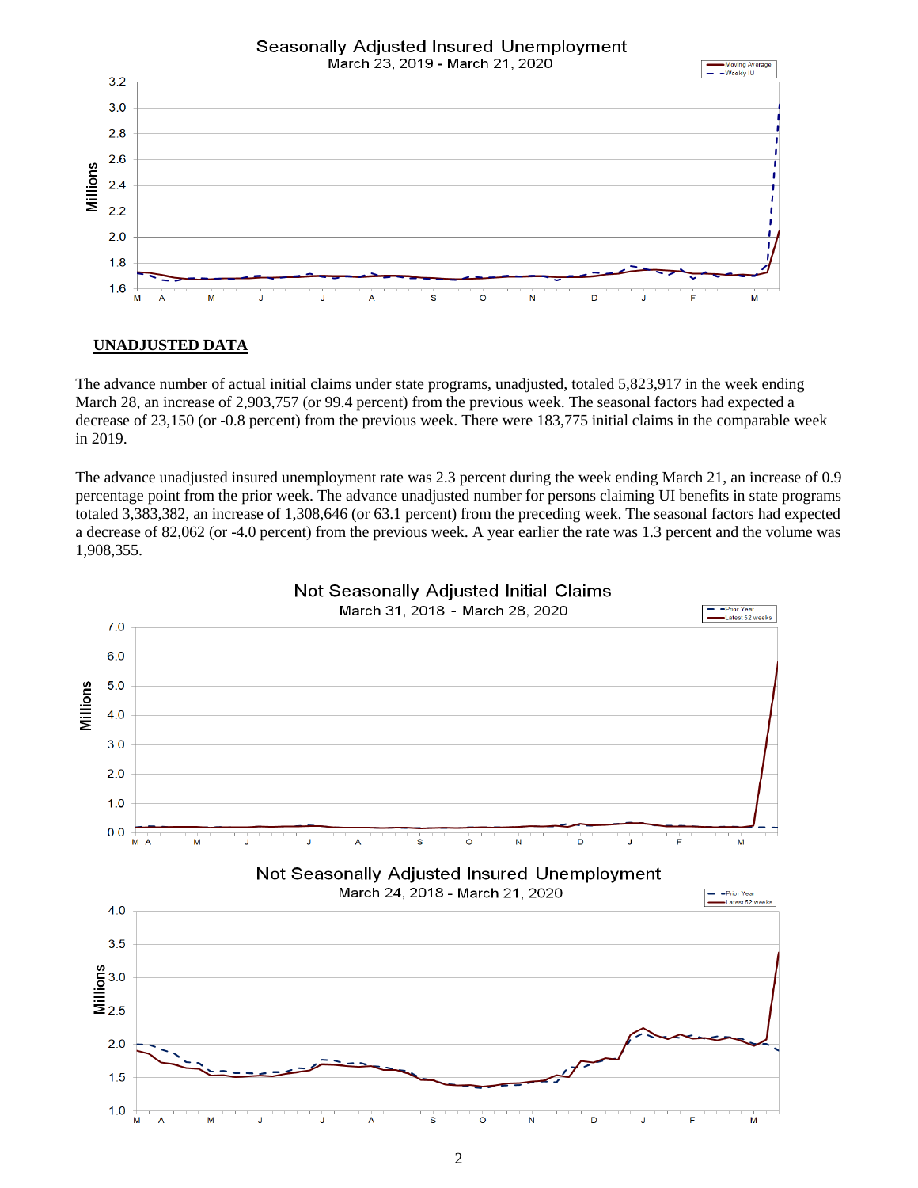Seasonally Adjusted Insured Unemployment

March 23, 2019 - March 21, 2020

Moving Average

Weekly IU

Millions

3.2
3.0
2.8
2.6
2.4
2.2
2.0
1.8
1.6

M A M J J A S O N D J F M

## UNADJUSTED DATA

The advance number of actual initial claims under state programs, unadjusted, totaled 5,823,917 in the week ending March 28, an increase of 2,903,757 (or 99.4 percent) from the previous week. The seasonal factors had expected a decrease of 23,150 (or -0.8 percent) from the previous week. There were 183,775 initial claims in the comparable week in 2019.

The advance unadjusted insured unemployment rate was 2.3 percent during the week ending March 21, an increase of 0.9 percentage point from the prior week. The advance unadjusted number for persons claiming UI benefits in state programs totaled 3,383,382, an increase of 1,308,646 (or 63.1 percent) from the preceding week. The seasonal factors had expected a decrease of 82,062 (or -4.0 percent) from the previous week. A year earlier the rate was 1.3 percent and the volume was 1,908,355.

Not Seasonally Adjusted Initial Claims

March 31, 2018 - March 28, 2020

Prior Year

Latest 52 weeks

Millions

7.0
6.0
5.0
4.0
3.0
2.0
1.0
0.0

M A M J J A S O N D J F M

Not Seasonally Adjusted Insured Unemployment

March 24, 2018 - March 21, 2020

Prior Year

Latest 52 weeks

Millions

4.0
3.5
3.0
2.5
2.0
1.5
1.0

M A M J J A S O N D J F M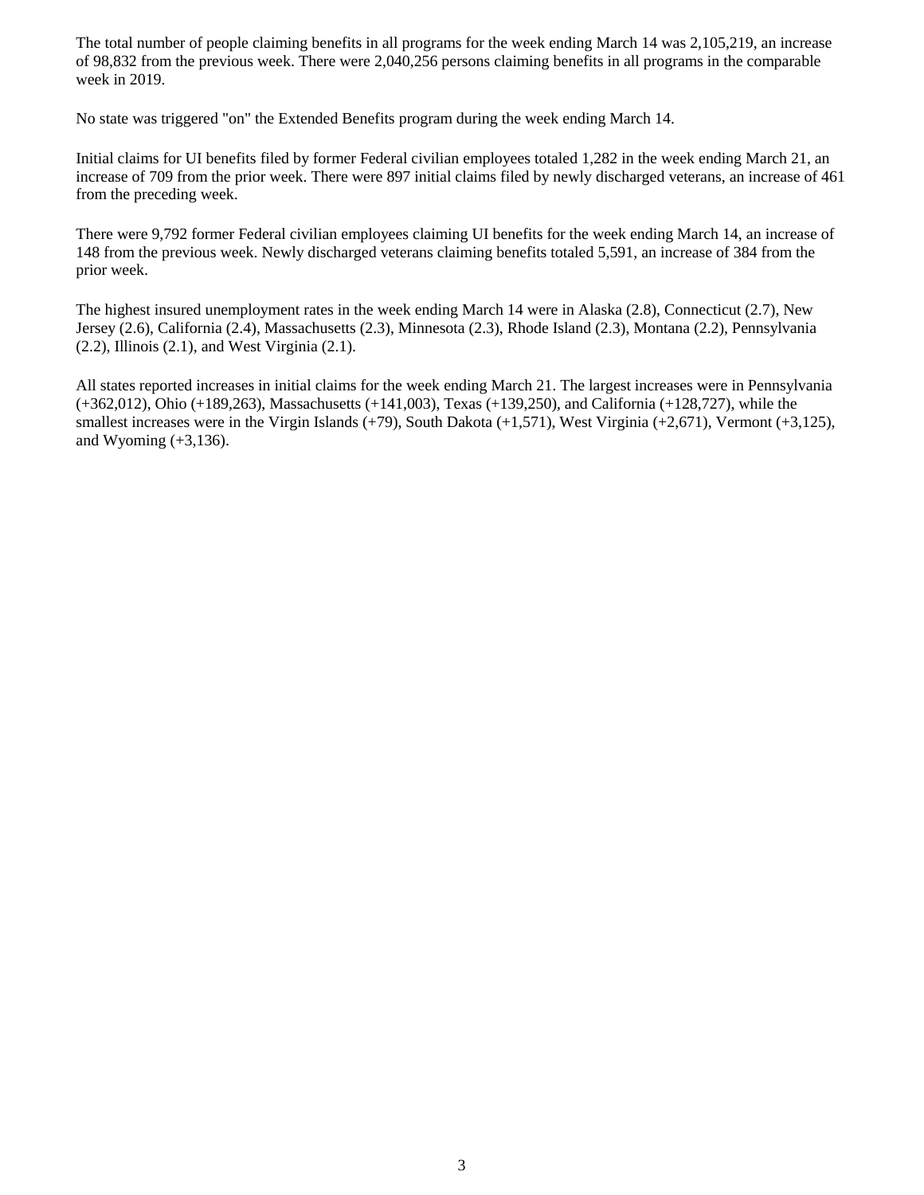The total number of people claiming benefits in all programs for the week ending March 14 was 2,105,219, an increase of 98,832 from the previous week. There were 2,040,256 persons claiming benefits in all programs in the comparable week in 2019.

No state was triggered "on" the Extended Benefits program during the week ending March 14.

Initial claims for UI benefits filed by former Federal civilian employees totaled 1,282 in the week ending March 21, an increase of 709 from the prior week. There were 897 initial claims filed by newly discharged veterans, an increase of 461 from the preceding week.

There were 9,792 former Federal civilian employees claiming UI benefits for the week ending March 14, an increase of 148 from the previous week. Newly discharged veterans claiming benefits totaled 5,591, an increase of 384 from the prior week.

The highest insured unemployment rates in the week ending March 14 were in Alaska (2.8), Connecticut (2.7), New Jersey (2.6), California (2.4), Massachusetts (2.3), Minnesota (2.3), Rhode Island (2.3), Montana (2.2), Pennsylvania (2.2), Illinois (2.1), and West Virginia (2.1).

All states reported increases in initial claims for the week ending March 21. The largest increases were in Pennsylvania (+362,012), Ohio (+189,263), Massachusetts (+141,003), Texas (+139,250), and California (+128,727), while the smallest increases were in the Virgin Islands (+79), South Dakota (+1,571), West Virginia (+2,671), Vermont (+3,125), and Wyoming (+3,136).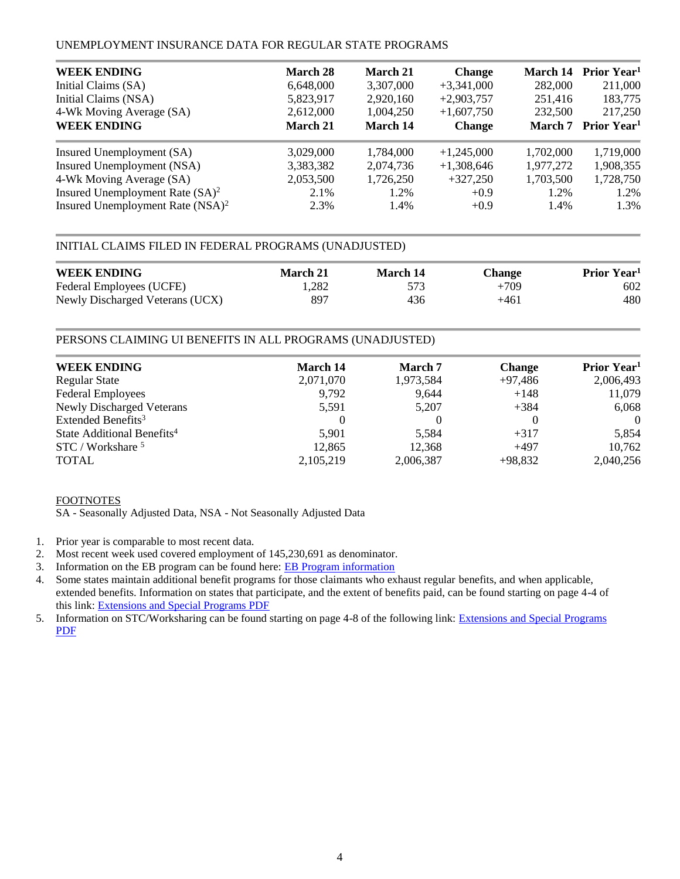UNEMPLOYMENT INSURANCE DATA FOR REGULAR STATE PROGRAMS

| **WEEK ENDING** | **March 28** | **March 21** | **Change** | **March 14** | **Prior Year[1]** |
|---|---|---|---|---|---|
| Initial Claims (SA) | 6,648,000 | 3,307,000 | +3,341,000 | 282,000 | 211,000 |
| Initial Claims (NSA) | 5,823,917 | 2,920,160 | +2,903,757 | 251,416 | 183,775 |
| 4-Wk Moving Average (SA) | 2,612,000 | 1,004,250 | +1,607,750 | 232,500 | 217,250 |
| **WEEK ENDING** | **March 21** | **March 14** | **Change** | **March 7** | **Prior Year[1]** |
| Insured Unemployment (SA) | 3,029,000 | 1,784,000 | +1,245,000 | 1,702,000 | 1,719,000 |
| Insured Unemployment (NSA) | 3,383,382 | 2,074,736 | +1,308,646 | 1,977,272 | 1,908,355 |
| 4-Wk Moving Average (SA) | 2,053,500 | 1,726,250 | +327,250 | 1,703,500 | 1,728,750 |
| Insured Unemployment Rate (SA)[2] | 2.1% | 1.2% | +0.9 | 1.2% | 1.2% |
| Insured Unemployment Rate (NSA)[2] | 2.3% | 1.4% | +0.9 | 1.4% | 1.3% |

INITIAL CLAIMS FILED IN FEDERAL PROGRAMS (UNADJUSTED)

| **WEEK ENDING** | **March 21** | **March 14** | **Change** | **Prior Year[1]** |
|---|---|---|---|---|
| Federal Employees (UCFE) | 1,282 | 573 | +709 | 602 |
| Newly Discharged Veterans (UCX) | 897 | 436 | +461 | 480 |

PERSONS CLAIMING UI BENEFITS IN ALL PROGRAMS (UNADJUSTED)

| **WEEK ENDING** | **March 14** | **March 7** | **Change** | **Prior Year[1]** |
|---|---|---|---|---|
| Regular State | 2,071,070 | 1,973,584 | +97,486 | 2,006,493 |
| Federal Employees | 9,792 | 9,644 | +148 | 11,079 |
| Newly Discharged Veterans | 5,591 | 5,207 | +384 | 6,068 |
| Extended Benefits[3] | 0 | 0 | 0 | 0 |
| State Additional Benefits[4] | 5,901 | 5,584 | +317 | 5,854 |
| STC / Workshare [5] | 12,865 | 12,368 | +497 | 10,762 |
| TOTAL | 2,105,219 | 2,006,387 | +98,832 | 2,040,256 |

FOOTNOTES

SA - Seasonally Adjusted Data, NSA - Not Seasonally Adjusted Data

1. Prior year is comparable to most recent data.
2. Most recent week used covered employment of 145,230,691 as denominator.
3. Information on the EB program can be found here: EB Program information
4. Some states maintain additional benefit programs for those claimants who exhaust regular benefits, and when applicable, extended benefits. Information on states that participate, and the extent of benefits paid, can be found starting on page 4-4 of this link: Extensions and Special Programs PDF
5. Information on STC/Worksharing can be found starting on page 4-8 of the following link: Extensions and Special Programs PDF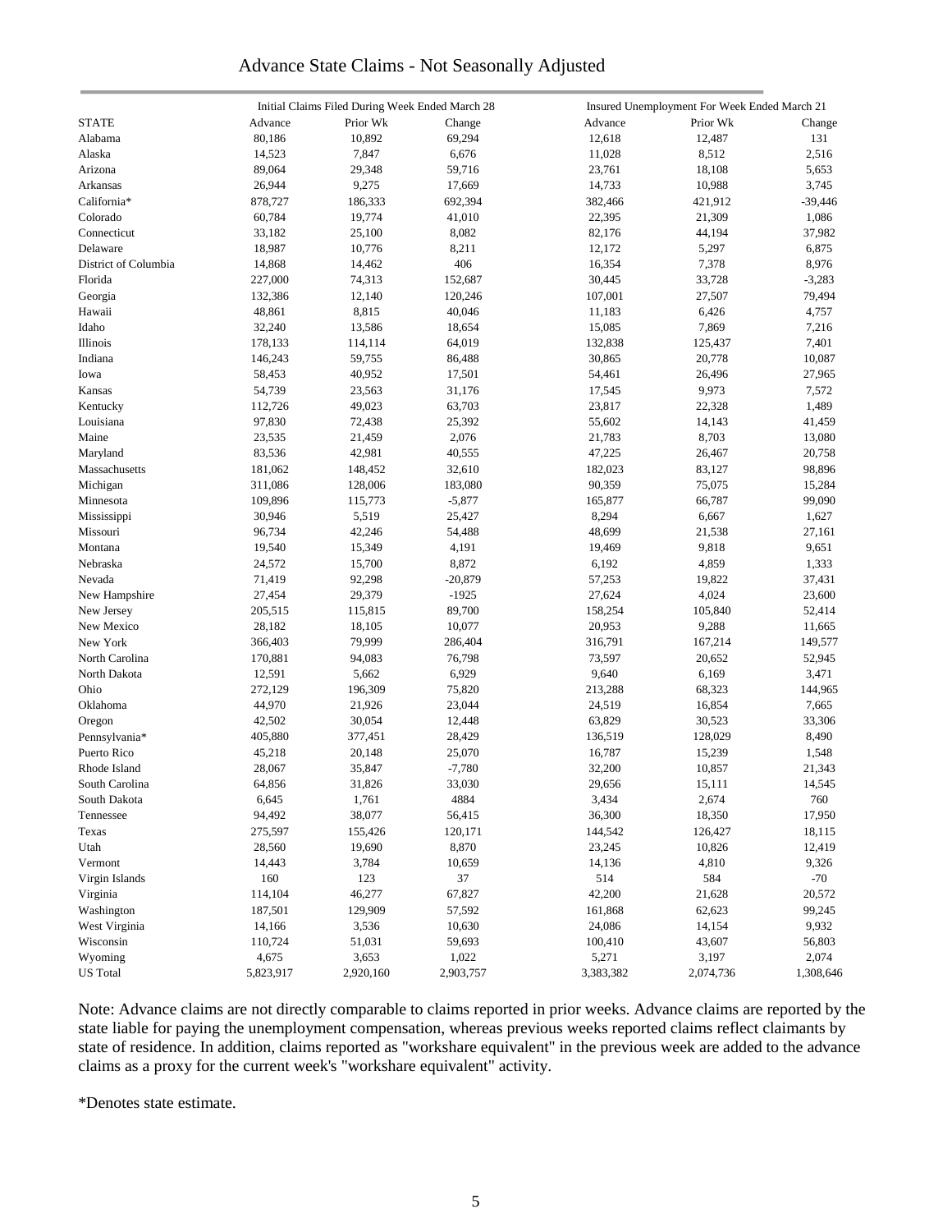# Advance State Claims - Not Seasonally Adjusted

| | Initial Claims Filed During Week Ended March 28 | | | Insured Unemployment For Week Ended March 21 | | |
|---|---|---|---|---|---|---|
| STATE | Advance | Prior Wk | Change | Advance | Prior Wk | Change |
| Alabama | 80,186 | 10,892 | 69,294 | 12,618 | 12,487 | 131 |
| Alaska | 14,523 | 7,847 | 6,676 | 11,028 | 8,512 | 2,516 |
| Arizona | 89,064 | 29,348 | 59,716 | 23,761 | 18,108 | 5,653 |
| Arkansas | 26,944 | 9,275 | 17,669 | 14,733 | 10,988 | 3,745 |
| California* | 878,727 | 186,333 | 692,394 | 382,466 | 421,912 | -39,446 |
| Colorado | 60,784 | 19,774 | 41,010 | 22,395 | 21,309 | 1,086 |
| Connecticut | 33,182 | 25,100 | 8,082 | 82,176 | 44,194 | 37,982 |
| Delaware | 18,987 | 10,776 | 8,211 | 12,172 | 5,297 | 6,875 |
| District of Columbia | 14,868 | 14,462 | 406 | 16,354 | 7,378 | 8,976 |
| Florida | 227,000 | 74,313 | 152,687 | 30,445 | 33,728 | -3,283 |
| Georgia | 132,386 | 12,140 | 120,246 | 107,001 | 27,507 | 79,494 |
| Hawaii | 48,861 | 8,815 | 40,046 | 11,183 | 6,426 | 4,757 |
| Idaho | 32,240 | 13,586 | 18,654 | 15,085 | 7,869 | 7,216 |
| Illinois | 178,133 | 114,114 | 64,019 | 132,838 | 125,437 | 7,401 |
| Indiana | 146,243 | 59,755 | 86,488 | 30,865 | 20,778 | 10,087 |
| Iowa | 58,453 | 40,952 | 17,501 | 54,461 | 26,496 | 27,965 |
| Kansas | 54,739 | 23,563 | 31,176 | 17,545 | 9,973 | 7,572 |
| Kentucky | 112,726 | 49,023 | 63,703 | 23,817 | 22,328 | 1,489 |
| Louisiana | 97,830 | 72,438 | 25,392 | 55,602 | 14,143 | 41,459 |
| Maine | 23,535 | 21,459 | 2,076 | 21,783 | 8,703 | 13,080 |
| Maryland | 83,536 | 42,981 | 40,555 | 47,225 | 26,467 | 20,758 |
| Massachusetts | 181,062 | 148,452 | 32,610 | 182,023 | 83,127 | 98,896 |
| Michigan | 311,086 | 128,006 | 183,080 | 90,359 | 75,075 | 15,284 |
| Minnesota | 109,896 | 115,773 | -5,877 | 165,877 | 66,787 | 99,090 |
| Mississippi | 30,946 | 5,519 | 25,427 | 8,294 | 6,667 | 1,627 |
| Missouri | 96,734 | 42,246 | 54,488 | 48,699 | 21,538 | 27,161 |
| Montana | 19,540 | 15,349 | 4,191 | 19,469 | 9,818 | 9,651 |
| Nebraska | 24,572 | 15,700 | 8,872 | 6,192 | 4,859 | 1,333 |
| Nevada | 71,419 | 92,298 | -20,879 | 57,253 | 19,822 | 37,431 |
| New Hampshire | 27,454 | 29,379 | -1925 | 27,624 | 4,024 | 23,600 |
| New Jersey | 205,515 | 115,815 | 89,700 | 158,254 | 105,840 | 52,414 |
| New Mexico | 28,182 | 18,105 | 10,077 | 20,953 | 9,288 | 11,665 |
| New York | 366,403 | 79,999 | 286,404 | 316,791 | 167,214 | 149,577 |
| North Carolina | 170,881 | 94,083 | 76,798 | 73,597 | 20,652 | 52,945 |
| North Dakota | 12,591 | 5,662 | 6,929 | 9,640 | 6,169 | 3,471 |
| Ohio | 272,129 | 196,309 | 75,820 | 213,288 | 68,323 | 144,965 |
| Oklahoma | 44,970 | 21,926 | 23,044 | 24,519 | 16,854 | 7,665 |
| Oregon | 42,502 | 30,054 | 12,448 | 63,829 | 30,523 | 33,306 |
| Pennsylvania* | 405,880 | 377,451 | 28,429 | 136,519 | 128,029 | 8,490 |
| Puerto Rico | 45,218 | 20,148 | 25,070 | 16,787 | 15,239 | 1,548 |
| Rhode Island | 28,067 | 35,847 | -7,780 | 32,200 | 10,857 | 21,343 |
| South Carolina | 64,856 | 31,826 | 33,030 | 29,656 | 15,111 | 14,545 |
| South Dakota | 6,645 | 1,761 | 4884 | 3,434 | 2,674 | 760 |
| Tennessee | 94,492 | 38,077 | 56,415 | 36,300 | 18,350 | 17,950 |
| Texas | 275,597 | 155,426 | 120,171 | 144,542 | 126,427 | 18,115 |
| Utah | 28,560 | 19,690 | 8,870 | 23,245 | 10,826 | 12,419 |
| Vermont | 14,443 | 3,784 | 10,659 | 14,136 | 4,810 | 9,326 |
| Virgin Islands | 160 | 123 | 37 | 514 | 584 | -70 |
| Virginia | 114,104 | 46,277 | 67,827 | 42,200 | 21,628 | 20,572 |
| Washington | 187,501 | 129,909 | 57,592 | 161,868 | 62,623 | 99,245 |
| West Virginia | 14,166 | 3,536 | 10,630 | 24,086 | 14,154 | 9,932 |
| Wisconsin | 110,724 | 51,031 | 59,693 | 100,410 | 43,607 | 56,803 |
| Wyoming | 4,675 | 3,653 | 1,022 | 5,271 | 3,197 | 2,074 |
| US Total | 5,823,917 | 2,920,160 | 2,903,757 | 3,383,382 | 2,074,736 | 1,308,646 |

Note: Advance claims are not directly comparable to claims reported in prior weeks. Advance claims are reported by the state liable for paying the unemployment compensation, whereas previous weeks reported claims reflect claimants by state of residence. In addition, claims reported as "workshare equivalent" in the previous week are added to the advance claims as a proxy for the current week's "workshare equivalent" activity.

*Denotes state estimate.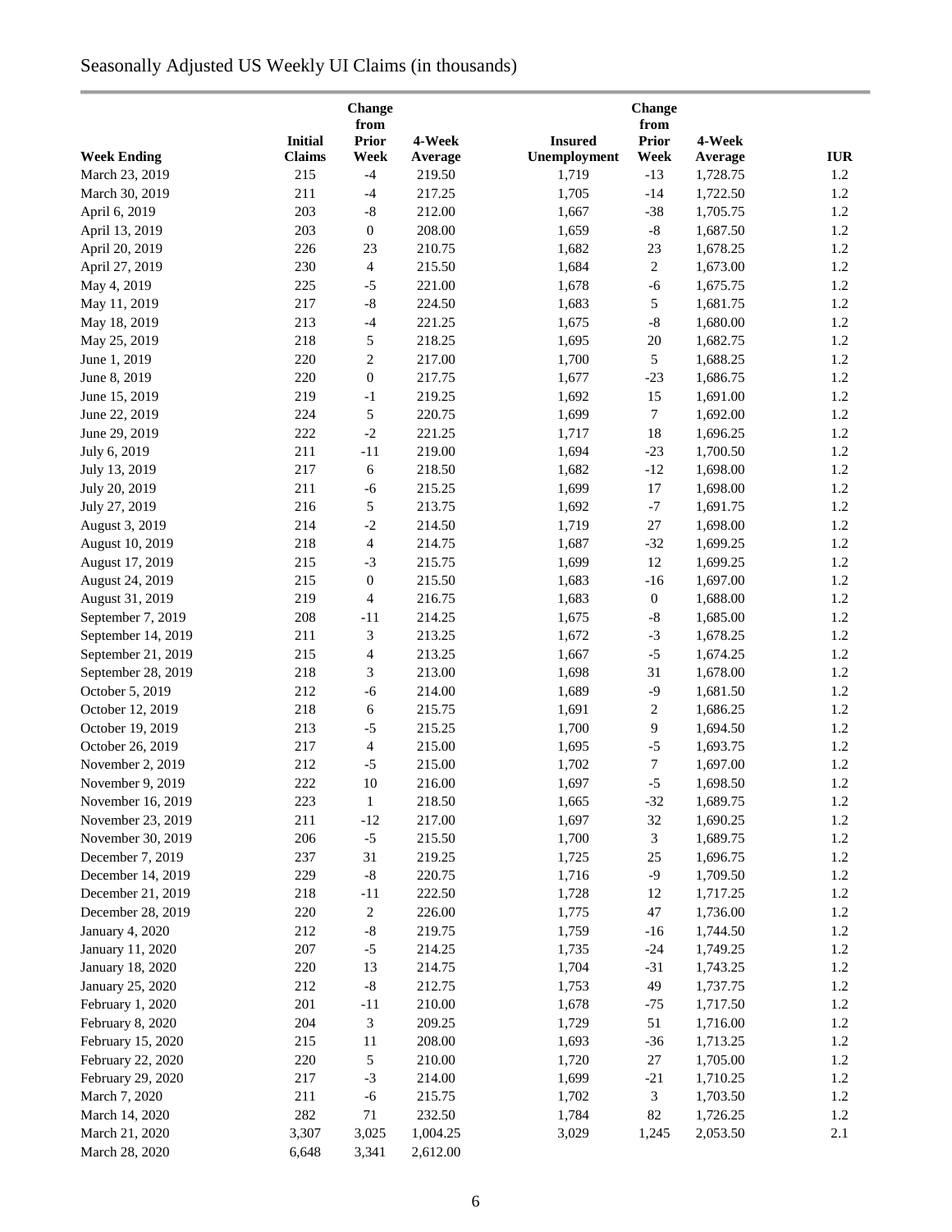# Seasonally Adjusted US Weekly UI Claims (in thousands)

| Week Ending | Initial Claims | Change from Prior Week | 4-Week Average | Insured Unemployment | Change from Prior Week | 4-Week Average | IUR |
|---|---|---|---|---|---|---|---|
| March 23, 2019 | 215 | -4 | 219.50 | 1,719 | -13 | 1,728.75 | 1.2 |
| March 30, 2019 | 211 | -4 | 217.25 | 1,705 | -14 | 1,722.50 | 1.2 |
| April 6, 2019 | 203 | -8 | 212.00 | 1,667 | -38 | 1,705.75 | 1.2 |
| April 13, 2019 | 203 | 0 | 208.00 | 1,659 | -8 | 1,687.50 | 1.2 |
| April 20, 2019 | 226 | 23 | 210.75 | 1,682 | 23 | 1,678.25 | 1.2 |
| April 27, 2019 | 230 | 4 | 215.50 | 1,684 | 2 | 1,673.00 | 1.2 |
| May 4, 2019 | 225 | -5 | 221.00 | 1,678 | -6 | 1,675.75 | 1.2 |
| May 11, 2019 | 217 | -8 | 224.50 | 1,683 | 5 | 1,681.75 | 1.2 |
| May 18, 2019 | 213 | -4 | 221.25 | 1,675 | -8 | 1,680.00 | 1.2 |
| May 25, 2019 | 218 | 5 | 218.25 | 1,695 | 20 | 1,682.75 | 1.2 |
| June 1, 2019 | 220 | 2 | 217.00 | 1,700 | 5 | 1,688.25 | 1.2 |
| June 8, 2019 | 220 | 0 | 217.75 | 1,677 | -23 | 1,686.75 | 1.2 |
| June 15, 2019 | 219 | -1 | 219.25 | 1,692 | 15 | 1,691.00 | 1.2 |
| June 22, 2019 | 224 | 5 | 220.75 | 1,699 | 7 | 1,692.00 | 1.2 |
| June 29, 2019 | 222 | -2 | 221.25 | 1,717 | 18 | 1,696.25 | 1.2 |
| July 6, 2019 | 211 | -11 | 219.00 | 1,694 | -23 | 1,700.50 | 1.2 |
| July 13, 2019 | 217 | 6 | 218.50 | 1,682 | -12 | 1,698.00 | 1.2 |
| July 20, 2019 | 211 | -6 | 215.25 | 1,699 | 17 | 1,698.00 | 1.2 |
| July 27, 2019 | 216 | 5 | 213.75 | 1,692 | -7 | 1,691.75 | 1.2 |
| August 3, 2019 | 214 | -2 | 214.50 | 1,719 | 27 | 1,698.00 | 1.2 |
| August 10, 2019 | 218 | 4 | 214.75 | 1,687 | -32 | 1,699.25 | 1.2 |
| August 17, 2019 | 215 | -3 | 215.75 | 1,699 | 12 | 1,699.25 | 1.2 |
| August 24, 2019 | 215 | 0 | 215.50 | 1,683 | -16 | 1,697.00 | 1.2 |
| August 31, 2019 | 219 | 4 | 216.75 | 1,683 | 0 | 1,688.00 | 1.2 |
| September 7, 2019 | 208 | -11 | 214.25 | 1,675 | -8 | 1,685.00 | 1.2 |
| September 14, 2019 | 211 | 3 | 213.25 | 1,672 | -3 | 1,678.25 | 1.2 |
| September 21, 2019 | 215 | 4 | 213.25 | 1,667 | -5 | 1,674.25 | 1.2 |
| September 28, 2019 | 218 | 3 | 213.00 | 1,698 | 31 | 1,678.00 | 1.2 |
| October 5, 2019 | 212 | -6 | 214.00 | 1,689 | -9 | 1,681.50 | 1.2 |
| October 12, 2019 | 218 | 6 | 215.75 | 1,691 | 2 | 1,686.25 | 1.2 |
| October 19, 2019 | 213 | -5 | 215.25 | 1,700 | 9 | 1,694.50 | 1.2 |
| October 26, 2019 | 217 | 4 | 215.00 | 1,695 | -5 | 1,693.75 | 1.2 |
| November 2, 2019 | 212 | -5 | 215.00 | 1,702 | 7 | 1,697.00 | 1.2 |
| November 9, 2019 | 222 | 10 | 216.00 | 1,697 | -5 | 1,698.50 | 1.2 |
| November 16, 2019 | 223 | 1 | 218.50 | 1,665 | -32 | 1,689.75 | 1.2 |
| November 23, 2019 | 211 | -12 | 217.00 | 1,697 | 32 | 1,690.25 | 1.2 |
| November 30, 2019 | 206 | -5 | 215.50 | 1,700 | 3 | 1,689.75 | 1.2 |
| December 7, 2019 | 237 | 31 | 219.25 | 1,725 | 25 | 1,696.75 | 1.2 |
| December 14, 2019 | 229 | -8 | 220.75 | 1,716 | -9 | 1,709.50 | 1.2 |
| December 21, 2019 | 218 | -11 | 222.50 | 1,728 | 12 | 1,717.25 | 1.2 |
| December 28, 2019 | 220 | 2 | 226.00 | 1,775 | 47 | 1,736.00 | 1.2 |
| January 4, 2020 | 212 | -8 | 219.75 | 1,759 | -16 | 1,744.50 | 1.2 |
| January 11, 2020 | 207 | -5 | 214.25 | 1,735 | -24 | 1,749.25 | 1.2 |
| January 18, 2020 | 220 | 13 | 214.75 | 1,704 | -31 | 1,743.25 | 1.2 |
| January 25, 2020 | 212 | -8 | 212.75 | 1,753 | 49 | 1,737.75 | 1.2 |
| February 1, 2020 | 201 | -11 | 210.00 | 1,678 | -75 | 1,717.50 | 1.2 |
| February 8, 2020 | 204 | 3 | 209.25 | 1,729 | 51 | 1,716.00 | 1.2 |
| February 15, 2020 | 215 | 11 | 208.00 | 1,693 | -36 | 1,713.25 | 1.2 |
| February 22, 2020 | 220 | 5 | 210.00 | 1,720 | 27 | 1,705.00 | 1.2 |
| February 29, 2020 | 217 | -3 | 214.00 | 1,699 | -21 | 1,710.25 | 1.2 |
| March 7, 2020 | 211 | -6 | 215.75 | 1,702 | 3 | 1,703.50 | 1.2 |
| March 14, 2020 | 282 | 71 | 232.50 | 1,784 | 82 | 1,726.25 | 1.2 |
| March 21, 2020 | 3,307 | 3,025 | 1,004.25 | 3,029 | 1,245 | 2,053.50 | 2.1 |
| March 28, 2020 | 6,648 | 3,341 | 2,612.00 | | | | |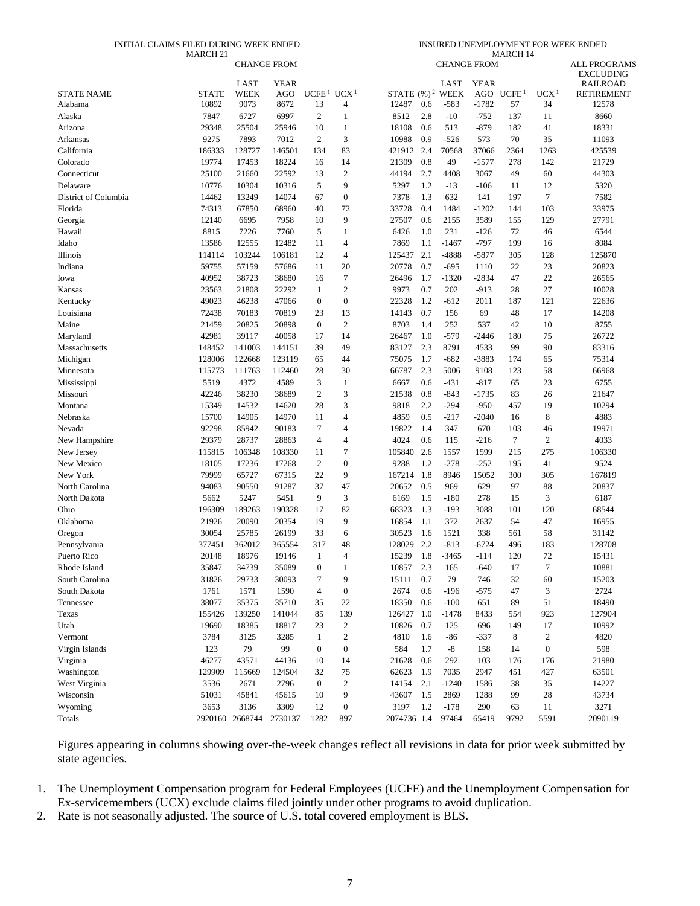| | INITIAL CLAIMS FILED DURING WEEK ENDED MARCH 21 | | | | | INSURED UNEMPLOYMENT FOR WEEK ENDED MARCH 14 | | | | | | | |
|---|---|---|---|---|---|---|---|---|---|---|---|---|---|
| | | CHANGE FROM | | | | | | CHANGE FROM | | | | | ALL PROGRAMS EXCLUDING RAILROAD RETIREMENT |
| STATE NAME | STATE | LAST WEEK | YEAR AGO | UCFE [1] | UCX [1] | STATE | (%) [2] | LAST WEEK | YEAR AGO | UCFE [1] | UCX [1] | | |
| Alabama | 10892 | 9073 | 8672 | 13 | 4 | 12487 | 0.6 | -583 | -1782 | 57 | 34 | | 12578 |
| Alaska | 7847 | 6727 | 6997 | 2 | 1 | 8512 | 2.8 | -10 | -752 | 137 | 11 | | 8660 |
| Arizona | 29348 | 25504 | 25946 | 10 | 1 | 18108 | 0.6 | 513 | -879 | 182 | 41 | | 18331 |
| Arkansas | 9275 | 7893 | 7012 | 2 | 3 | 10988 | 0.9 | -526 | 573 | 70 | 35 | | 11093 |
| California | 186333 | 128727 | 146501 | 134 | 83 | 421912 | 2.4 | 70568 | 37066 | 2364 | 1263 | | 425539 |
| Colorado | 19774 | 17453 | 18224 | 16 | 14 | 21309 | 0.8 | 49 | -1577 | 278 | 142 | | 21729 |
| Connecticut | 25100 | 21660 | 22592 | 13 | 2 | 44194 | 2.7 | 4408 | 3067 | 49 | 60 | | 44303 |
| Delaware | 10776 | 10304 | 10316 | 5 | 9 | 5297 | 1.2 | -13 | -106 | 11 | 12 | | 5320 |
| District of Columbia | 14462 | 13249 | 14074 | 67 | 0 | 7378 | 1.3 | 632 | 141 | 197 | 7 | | 7582 |
| Florida | 74313 | 67850 | 68960 | 40 | 72 | 33728 | 0.4 | 1484 | -1202 | 144 | 103 | | 33975 |
| Georgia | 12140 | 6695 | 7958 | 10 | 9 | 27507 | 0.6 | 2155 | 3589 | 155 | 129 | | 27791 |
| Hawaii | 8815 | 7226 | 7760 | 5 | 1 | 6426 | 1.0 | 231 | -126 | 72 | 46 | | 6544 |
| Idaho | 13586 | 12555 | 12482 | 11 | 4 | 7869 | 1.1 | -1467 | -797 | 199 | 16 | | 8084 |
| Illinois | 114114 | 103244 | 106181 | 12 | 4 | 125437 | 2.1 | -4888 | -5877 | 305 | 128 | | 125870 |
| Indiana | 59755 | 57159 | 57686 | 11 | 20 | 20778 | 0.7 | -695 | 1110 | 22 | 23 | | 20823 |
| Iowa | 40952 | 38723 | 38680 | 16 | 7 | 26496 | 1.7 | -1320 | -2834 | 47 | 22 | | 26565 |
| Kansas | 23563 | 21808 | 22292 | 1 | 2 | 9973 | 0.7 | 202 | -913 | 28 | 27 | | 10028 |
| Kentucky | 49023 | 46238 | 47066 | 0 | 0 | 22328 | 1.2 | -612 | 2011 | 187 | 121 | | 22636 |
| Louisiana | 72438 | 70183 | 70819 | 23 | 13 | 14143 | 0.7 | 156 | 69 | 48 | 17 | | 14208 |
| Maine | 21459 | 20825 | 20898 | 0 | 2 | 8703 | 1.4 | 252 | 537 | 42 | 10 | | 8755 |
| Maryland | 42981 | 39117 | 40058 | 17 | 14 | 26467 | 1.0 | -579 | -2446 | 180 | 75 | | 26722 |
| Massachusetts | 148452 | 141003 | 144151 | 39 | 49 | 83127 | 2.3 | 8791 | 4533 | 99 | 90 | | 83316 |
| Michigan | 128006 | 122668 | 123119 | 65 | 44 | 75075 | 1.7 | -682 | -3883 | 174 | 65 | | 75314 |
| Minnesota | 115773 | 111763 | 112460 | 28 | 30 | 66787 | 2.3 | 5006 | 9108 | 123 | 58 | | 66968 |
| Mississippi | 5519 | 4372 | 4589 | 3 | 1 | 6667 | 0.6 | -431 | -817 | 65 | 23 | | 6755 |
| Missouri | 42246 | 38230 | 38689 | 2 | 3 | 21538 | 0.8 | -843 | -1735 | 83 | 26 | | 21647 |
| Montana | 15349 | 14532 | 14620 | 28 | 3 | 9818 | 2.2 | -294 | -950 | 457 | 19 | | 10294 |
| Nebraska | 15700 | 14905 | 14970 | 11 | 4 | 4859 | 0.5 | -217 | -2040 | 16 | 8 | | 4883 |
| Nevada | 92298 | 85942 | 90183 | 7 | 4 | 19822 | 1.4 | 347 | 670 | 103 | 46 | | 19971 |
| New Hampshire | 29379 | 28737 | 28863 | 4 | 4 | 4024 | 0.6 | 115 | -216 | 7 | 2 | | 4033 |
| New Jersey | 115815 | 106348 | 108330 | 11 | 7 | 105840 | 2.6 | 1557 | 1599 | 215 | 275 | | 106330 |
| New Mexico | 18105 | 17236 | 17268 | 2 | 0 | 9288 | 1.2 | -278 | -252 | 195 | 41 | | 9524 |
| New York | 79999 | 65727 | 67315 | 22 | 9 | 167214 | 1.8 | 8946 | 15052 | 300 | 305 | | 167819 |
| North Carolina | 94083 | 90550 | 91287 | 37 | 47 | 20652 | 0.5 | 969 | 629 | 97 | 88 | | 20837 |
| North Dakota | 5662 | 5247 | 5451 | 9 | 3 | 6169 | 1.5 | -180 | 278 | 15 | 3 | | 6187 |
| Ohio | 196309 | 189263 | 190328 | 17 | 82 | 68323 | 1.3 | -193 | 3088 | 101 | 120 | | 68544 |
| Oklahoma | 21926 | 20090 | 20354 | 19 | 9 | 16854 | 1.1 | 372 | 2637 | 54 | 47 | | 16955 |
| Oregon | 30054 | 25785 | 26199 | 33 | 6 | 30523 | 1.6 | 1521 | 338 | 561 | 58 | | 31142 |
| Pennsylvania | 377451 | 362012 | 365554 | 317 | 48 | 128029 | 2.2 | -813 | -6724 | 496 | 183 | | 128708 |
| Puerto Rico | 20148 | 18976 | 19146 | 1 | 4 | 15239 | 1.8 | -3465 | -114 | 120 | 72 | | 15431 |
| Rhode Island | 35847 | 34739 | 35089 | 0 | 1 | 10857 | 2.3 | 165 | -640 | 17 | 7 | | 10881 |
| South Carolina | 31826 | 29733 | 30093 | 7 | 9 | 15111 | 0.7 | 79 | 746 | 32 | 60 | | 15203 |
| South Dakota | 1761 | 1571 | 1590 | 4 | 0 | 2674 | 0.6 | -196 | -575 | 47 | 3 | | 2724 |
| Tennessee | 38077 | 35375 | 35710 | 35 | 22 | 18350 | 0.6 | -100 | 651 | 89 | 51 | | 18490 |
| Texas | 155426 | 139250 | 141044 | 85 | 139 | 126427 | 1.0 | -1478 | 8433 | 554 | 923 | | 127904 |
| Utah | 19690 | 18385 | 18817 | 23 | 2 | 10826 | 0.7 | 125 | 696 | 149 | 17 | | 10992 |
| Vermont | 3784 | 3125 | 3285 | 1 | 2 | 4810 | 1.6 | -86 | -337 | 8 | 2 | | 4820 |
| Virgin Islands | 123 | 79 | 99 | 0 | 0 | 584 | 1.7 | -8 | 158 | 14 | 0 | | 598 |
| Virginia | 46277 | 43571 | 44136 | 10 | 14 | 21628 | 0.6 | 292 | 103 | 176 | 176 | | 21980 |
| Washington | 129909 | 115669 | 124504 | 32 | 75 | 62623 | 1.9 | 7035 | 2947 | 451 | 427 | | 63501 |
| West Virginia | 3536 | 2671 | 2796 | 0 | 2 | 14154 | 2.1 | -1240 | 1586 | 38 | 35 | | 14227 |
| Wisconsin | 51031 | 45841 | 45615 | 10 | 9 | 43607 | 1.5 | 2869 | 1288 | 99 | 28 | | 43734 |
| Wyoming | 3653 | 3136 | 3309 | 12 | 0 | 3197 | 1.2 | -178 | 290 | 63 | 11 | | 3271 |
| Totals | 2920160 | 2668744 | 2730137 | 1282 | 897 | 2074736 | 1.4 | 97464 | 65419 | 9792 | 5591 | | 2090119 |

Figures appearing in columns showing over-the-week changes reflect all revisions in data for prior week submitted by state agencies.

1. The Unemployment Compensation program for Federal Employees (UCFE) and the Unemployment Compensation for Ex-servicemembers (UCX) exclude claims filed jointly under other programs to avoid duplication.
2. Rate is not seasonally adjusted. The source of U.S. total covered employment is BLS.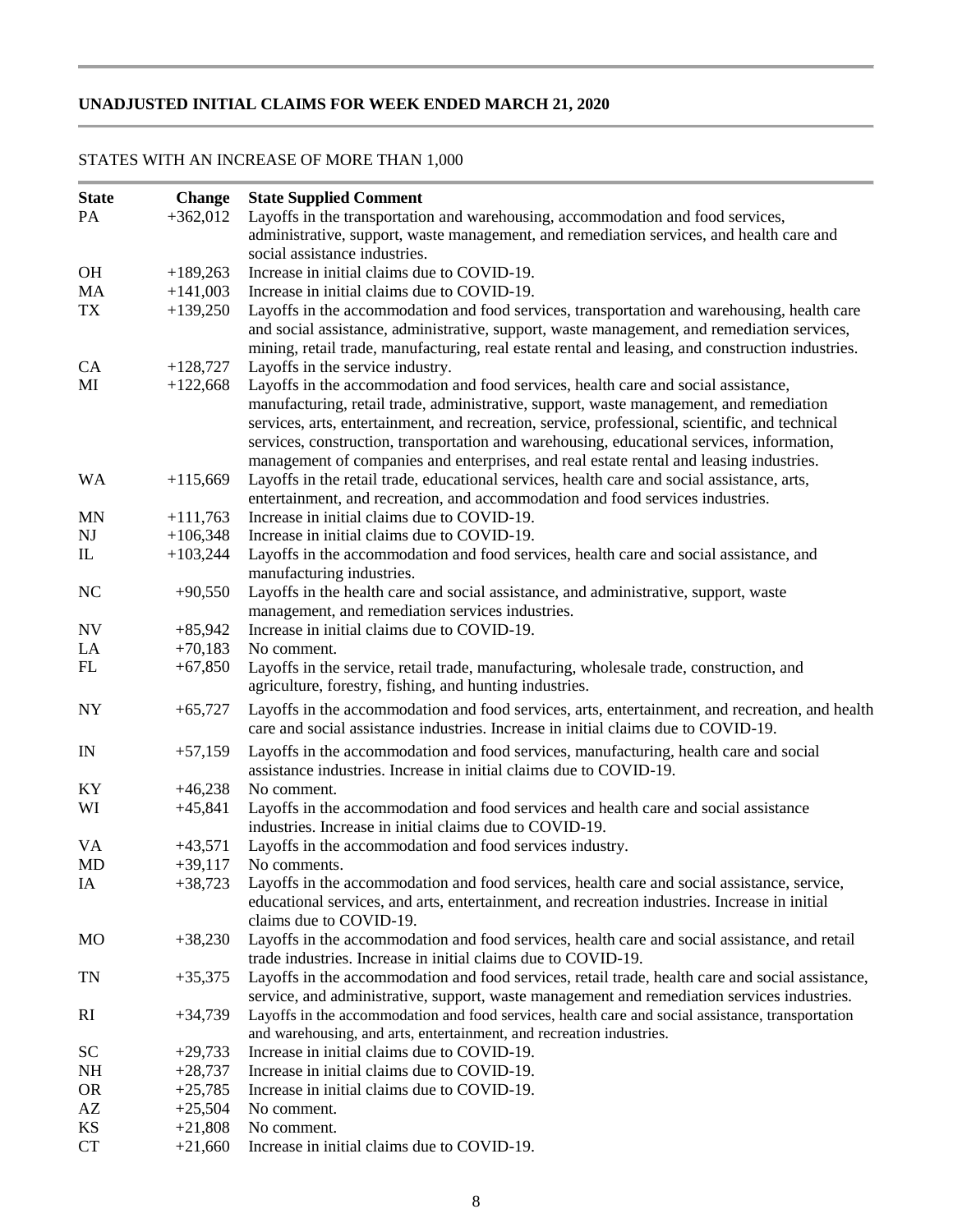## UNADJUSTED INITIAL CLAIMS FOR WEEK ENDED MARCH 21, 2020

STATES WITH AN INCREASE OF MORE THAN 1,000

| State | Change | State Supplied Comment |
|---|---|---|
| PA | +362,012 | Layoffs in the transportation and warehousing, accommodation and food services, administrative, support, waste management, and remediation services, and health care and social assistance industries. |
| OH | +189,263 | Increase in initial claims due to COVID-19. |
| MA | +141,003 | Increase in initial claims due to COVID-19. |
| TX | +139,250 | Layoffs in the accommodation and food services, transportation and warehousing, health care and social assistance, administrative, support, waste management, and remediation services, mining, retail trade, manufacturing, real estate rental and leasing, and construction industries. |
| CA | +128,727 | Layoffs in the service industry. |
| MI | +122,668 | Layoffs in the accommodation and food services, health care and social assistance, manufacturing, retail trade, administrative, support, waste management, and remediation services, arts, entertainment, and recreation, service, professional, scientific, and technical services, construction, transportation and warehousing, educational services, information, management of companies and enterprises, and real estate rental and leasing industries. |
| WA | +115,669 | Layoffs in the retail trade, educational services, health care and social assistance, arts, entertainment, and recreation, and accommodation and food services industries. |
| MN | +111,763 | Increase in initial claims due to COVID-19. |
| NJ | +106,348 | Increase in initial claims due to COVID-19. |
| IL | +103,244 | Layoffs in the accommodation and food services, health care and social assistance, and manufacturing industries. |
| NC | +90,550 | Layoffs in the health care and social assistance, and administrative, support, waste management, and remediation services industries. |
| NV | +85,942 | Increase in initial claims due to COVID-19. |
| LA | +70,183 | No comment. |
| FL | +67,850 | Layoffs in the service, retail trade, manufacturing, wholesale trade, construction, and agriculture, forestry, fishing, and hunting industries. |
| NY | +65,727 | Layoffs in the accommodation and food services, arts, entertainment, and recreation, and health care and social assistance industries. Increase in initial claims due to COVID-19. |
| IN | +57,159 | Layoffs in the accommodation and food services, manufacturing, health care and social assistance industries. Increase in initial claims due to COVID-19. |
| KY | +46,238 | No comment. |
| WI | +45,841 | Layoffs in the accommodation and food services and health care and social assistance industries. Increase in initial claims due to COVID-19. |
| VA | +43,571 | Layoffs in the accommodation and food services industry. |
| MD | +39,117 | No comments. |
| IA | +38,723 | Layoffs in the accommodation and food services, health care and social assistance, service, educational services, and arts, entertainment, and recreation industries. Increase in initial claims due to COVID-19. |
| MO | +38,230 | Layoffs in the accommodation and food services, health care and social assistance, and retail trade industries. Increase in initial claims due to COVID-19. |
| TN | +35,375 | Layoffs in the accommodation and food services, retail trade, health care and social assistance, service, and administrative, support, waste management and remediation services industries. |
| RI | +34,739 | Layoffs in the accommodation and food services, health care and social assistance, transportation and warehousing, and arts, entertainment, and recreation industries. |
| SC | +29,733 | Increase in initial claims due to COVID-19. |
| NH | +28,737 | Increase in initial claims due to COVID-19. |
| OR | +25,785 | Increase in initial claims due to COVID-19. |
| AZ | +25,504 | No comment. |
| KS | +21,808 | No comment. |
| CT | +21,660 | Increase in initial claims due to COVID-19. |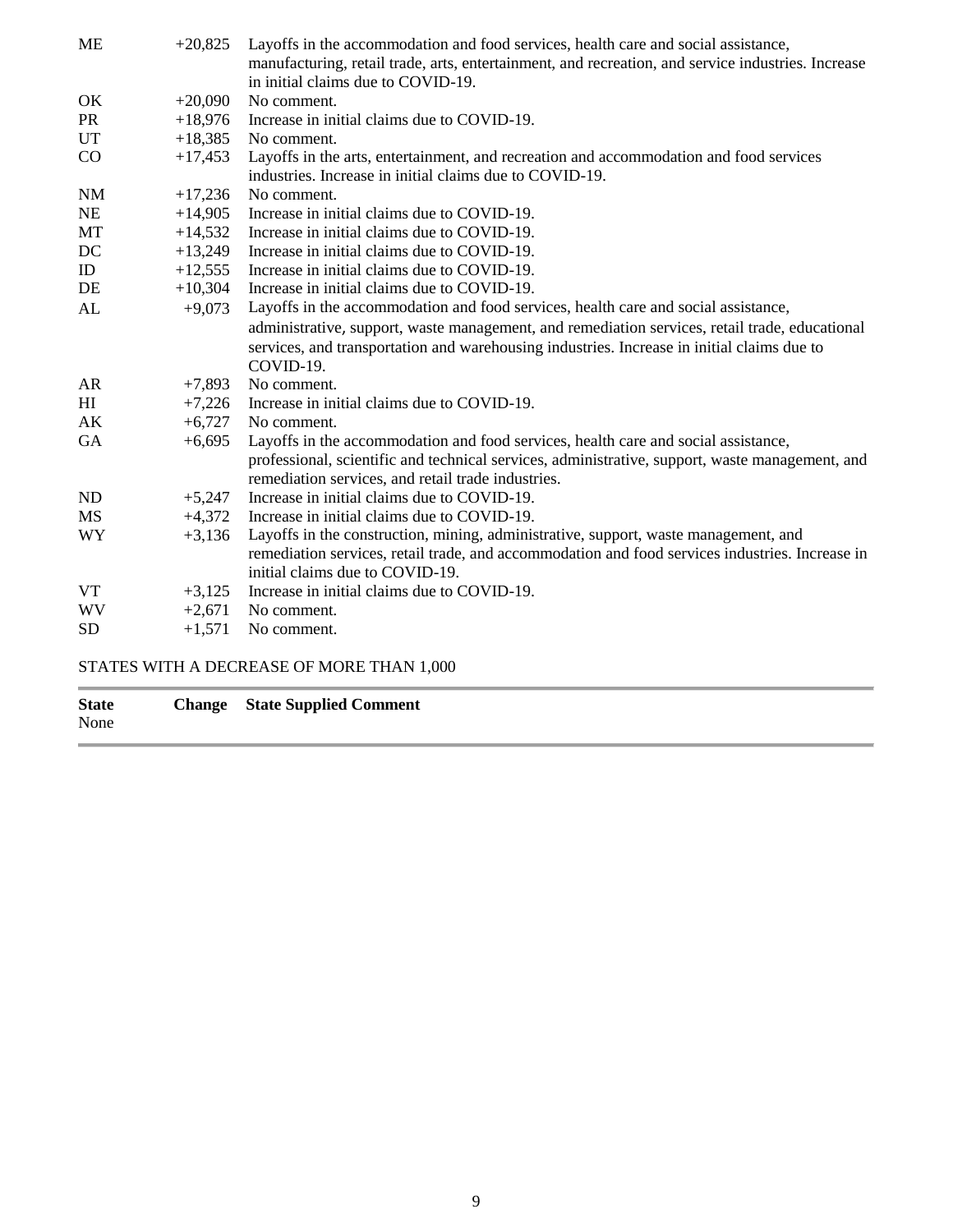| | | |
|---|---|---|
| ME | +20,825 | Layoffs in the accommodation and food services, health care and social assistance, manufacturing, retail trade, arts, entertainment, and recreation, and service industries. Increase in initial claims due to COVID-19. |
| OK | +20,090 | No comment. |
| PR | +18,976 | Increase in initial claims due to COVID-19. |
| UT | +18,385 | No comment. |
| CO | +17,453 | Layoffs in the arts, entertainment, and recreation and accommodation and food services industries. Increase in initial claims due to COVID-19. |
| NM | +17,236 | No comment. |
| NE | +14,905 | Increase in initial claims due to COVID-19. |
| MT | +14,532 | Increase in initial claims due to COVID-19. |
| DC | +13,249 | Increase in initial claims due to COVID-19. |
| ID | +12,555 | Increase in initial claims due to COVID-19. |
| DE | +10,304 | Increase in initial claims due to COVID-19. |
| AL | +9,073 | Layoffs in the accommodation and food services, health care and social assistance, administrative, support, waste management, and remediation services, retail trade, educational services, and transportation and warehousing industries. Increase in initial claims due to COVID-19. |
| AR | +7,893 | No comment. |
| HI | +7,226 | Increase in initial claims due to COVID-19. |
| AK | +6,727 | No comment. |
| GA | +6,695 | Layoffs in the accommodation and food services, health care and social assistance, professional, scientific and technical services, administrative, support, waste management, and remediation services, and retail trade industries. |
| ND | +5,247 | Increase in initial claims due to COVID-19. |
| MS | +4,372 | Increase in initial claims due to COVID-19. |
| WY | +3,136 | Layoffs in the construction, mining, administrative, support, waste management, and remediation services, retail trade, and accommodation and food services industries. Increase in initial claims due to COVID-19. |
| VT | +3,125 | Increase in initial claims due to COVID-19. |
| WV | +2,671 | No comment. |
| SD | +1,571 | No comment. |

STATES WITH A DECREASE OF MORE THAN 1,000

| State | Change | State Supplied Comment |
|---|---|---|
| None | | |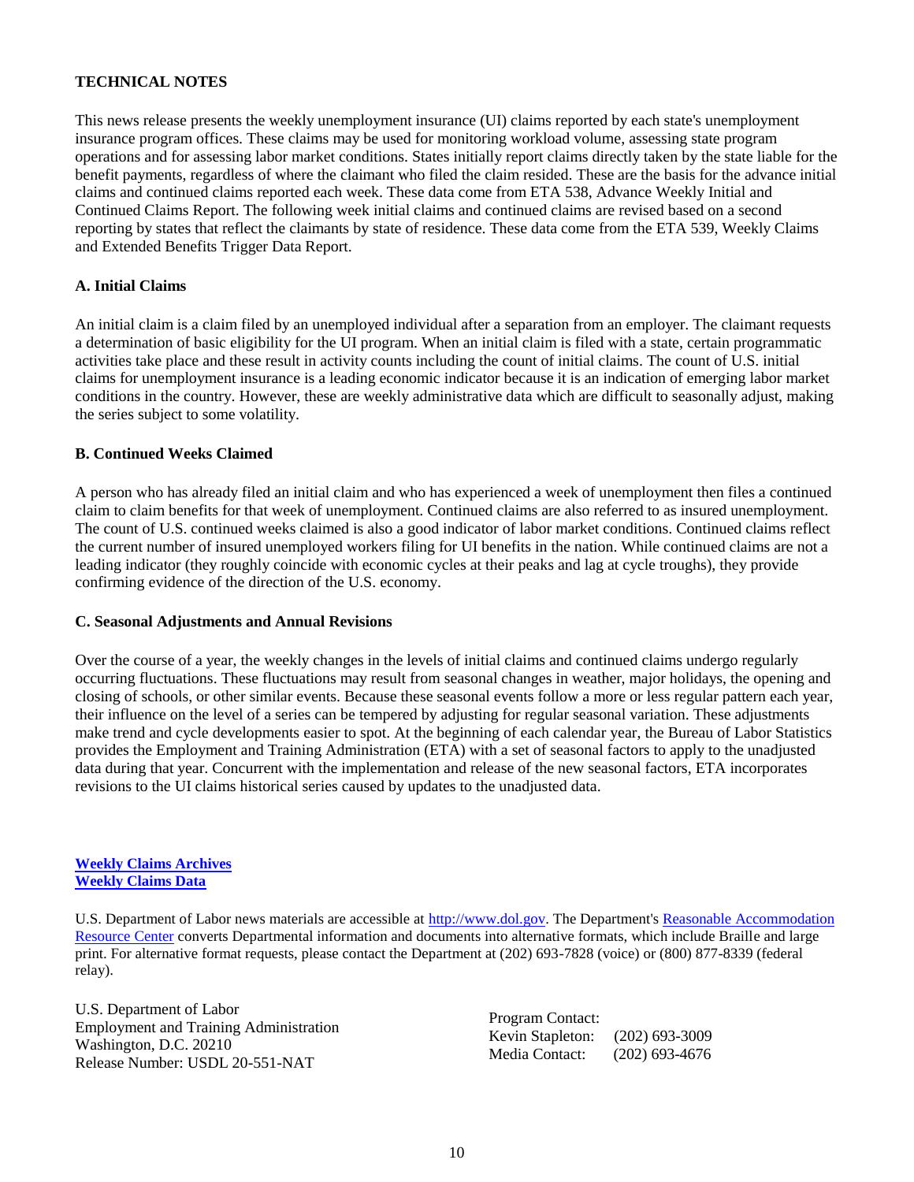## TECHNICAL NOTES

This news release presents the weekly unemployment insurance (UI) claims reported by each state's unemployment insurance program offices. These claims may be used for monitoring workload volume, assessing state program operations and for assessing labor market conditions. States initially report claims directly taken by the state liable for the benefit payments, regardless of where the claimant who filed the claim resided. These are the basis for the advance initial claims and continued claims reported each week. These data come from ETA 538, Advance Weekly Initial and Continued Claims Report. The following week initial claims and continued claims are revised based on a second reporting by states that reflect the claimants by state of residence. These data come from the ETA 539, Weekly Claims and Extended Benefits Trigger Data Report.

### A. Initial Claims

An initial claim is a claim filed by an unemployed individual after a separation from an employer. The claimant requests a determination of basic eligibility for the UI program. When an initial claim is filed with a state, certain programmatic activities take place and these result in activity counts including the count of initial claims. The count of U.S. initial claims for unemployment insurance is a leading economic indicator because it is an indication of emerging labor market conditions in the country. However, these are weekly administrative data which are difficult to seasonally adjust, making the series subject to some volatility.

### B. Continued Weeks Claimed

A person who has already filed an initial claim and who has experienced a week of unemployment then files a continued claim to claim benefits for that week of unemployment. Continued claims are also referred to as insured unemployment. The count of U.S. continued weeks claimed is also a good indicator of labor market conditions. Continued claims reflect the current number of insured unemployed workers filing for UI benefits in the nation. While continued claims are not a leading indicator (they roughly coincide with economic cycles at their peaks and lag at cycle troughs), they provide confirming evidence of the direction of the U.S. economy.

### C. Seasonal Adjustments and Annual Revisions

Over the course of a year, the weekly changes in the levels of initial claims and continued claims undergo regularly occurring fluctuations. These fluctuations may result from seasonal changes in weather, major holidays, the opening and closing of schools, or other similar events. Because these seasonal events follow a more or less regular pattern each year, their influence on the level of a series can be tempered by adjusting for regular seasonal variation. These adjustments make trend and cycle developments easier to spot. At the beginning of each calendar year, the Bureau of Labor Statistics provides the Employment and Training Administration (ETA) with a set of seasonal factors to apply to the unadjusted data during that year. Concurrent with the implementation and release of the new seasonal factors, ETA incorporates revisions to the UI claims historical series caused by updates to the unadjusted data.

**Weekly Claims Archives**
**Weekly Claims Data**

U.S. Department of Labor news materials are accessible at http://www.dol.gov. The Department's Reasonable Accommodation Resource Center converts Departmental information and documents into alternative formats, which include Braille and large print. For alternative format requests, please contact the Department at (202) 693-7828 (voice) or (800) 877-8339 (federal relay).

U.S. Department of Labor
Employment and Training Administration
Washington, D.C. 20210
Release Number: USDL 20-551-NAT

Program Contact:
Kevin Stapleton: (202) 693-3009
Media Contact: (202) 693-4676